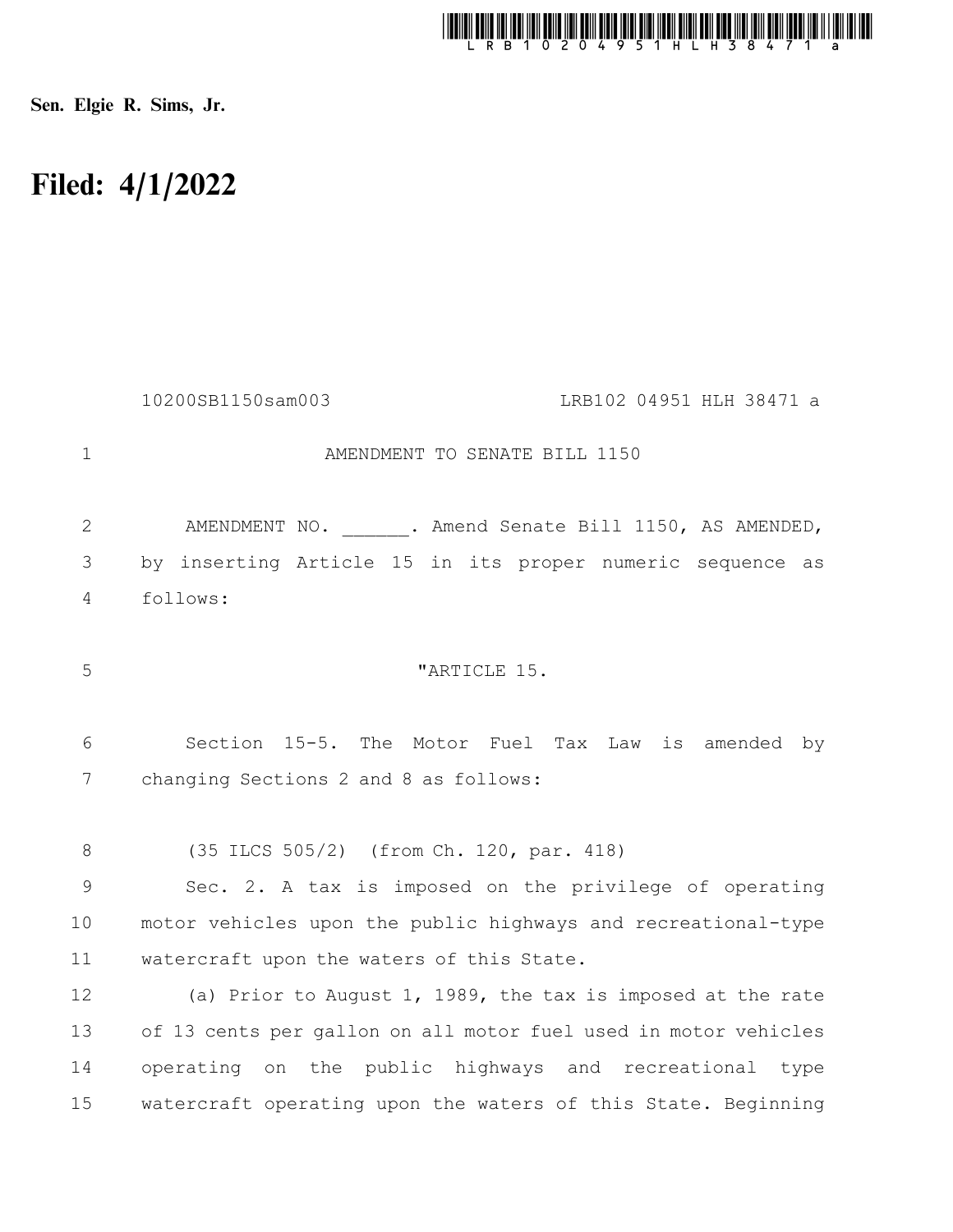**Sen. Elgie R. Sims, Jr.**

# Filed: 4/1/2022

10200SB1150sam003 LRB102 04951 HLH 38471 a

AMENDMENT TO SENATE BILL 1150

AMENDMENT NO. ______. Amend Senate Bill 1150, AS AMENDED, by inserting Article 15 in its proper numeric sequence as follows:

"ARTICLE 15.

Section 15-5. The Motor Fuel Tax Law is amended by changing Sections 2 and 8 as follows:

(35 ILCS 505/2) (from Ch. 120, par. 418)

Sec. 2. A tax is imposed on the privilege of operating motor vehicles upon the public highways and recreational-type watercraft upon the waters of this State.

(a) Prior to August 1, 1989, the tax is imposed at the rate of 13 cents per gallon on all motor fuel used in motor vehicles operating on the public highways and recreational type watercraft operating upon the waters of this State. Beginning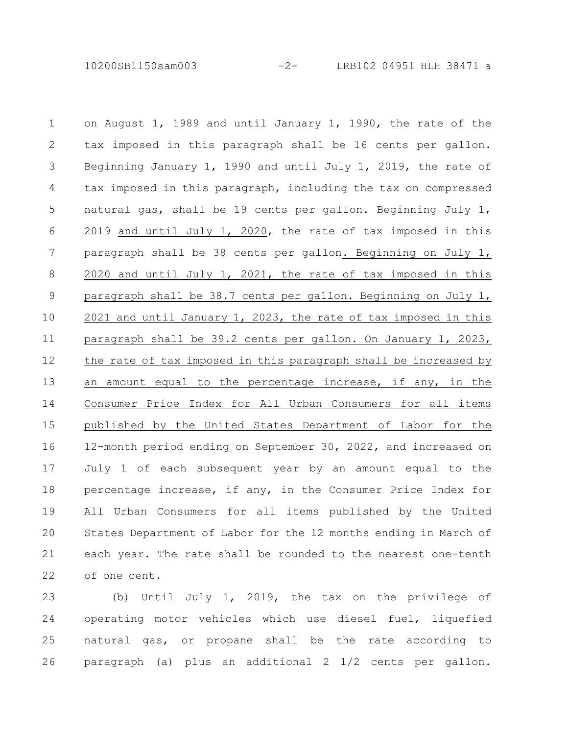on August 1, 1989 and until January 1, 1990, the rate of the tax imposed in this paragraph shall be 16 cents per gallon. Beginning January 1, 1990 and until July 1, 2019, the rate of tax imposed in this paragraph, including the tax on compressed natural gas, shall be 19 cents per gallon. Beginning July 1, 2019 and until July 1, 2020, the rate of tax imposed in this paragraph shall be 38 cents per gallon. Beginning on July 1, 2020 and until July 1, 2021, the rate of tax imposed in this paragraph shall be 38.7 cents per gallon. Beginning on July 1, 2021 and until January 1, 2023, the rate of tax imposed in this paragraph shall be 39.2 cents per gallon. On January 1, 2023, the rate of tax imposed in this paragraph shall be increased by an amount equal to the percentage increase, if any, in the Consumer Price Index for All Urban Consumers for all items published by the United States Department of Labor for the 12-month period ending on September 30, 2022, and increased on July 1 of each subsequent year by an amount equal to the percentage increase, if any, in the Consumer Price Index for All Urban Consumers for all items published by the United States Department of Labor for the 12 months ending in March of each year. The rate shall be rounded to the nearest one-tenth of one cent.

(b) Until July 1, 2019, the tax on the privilege of operating motor vehicles which use diesel fuel, liquefied natural gas, or propane shall be the rate according to paragraph (a) plus an additional 2 1/2 cents per gallon.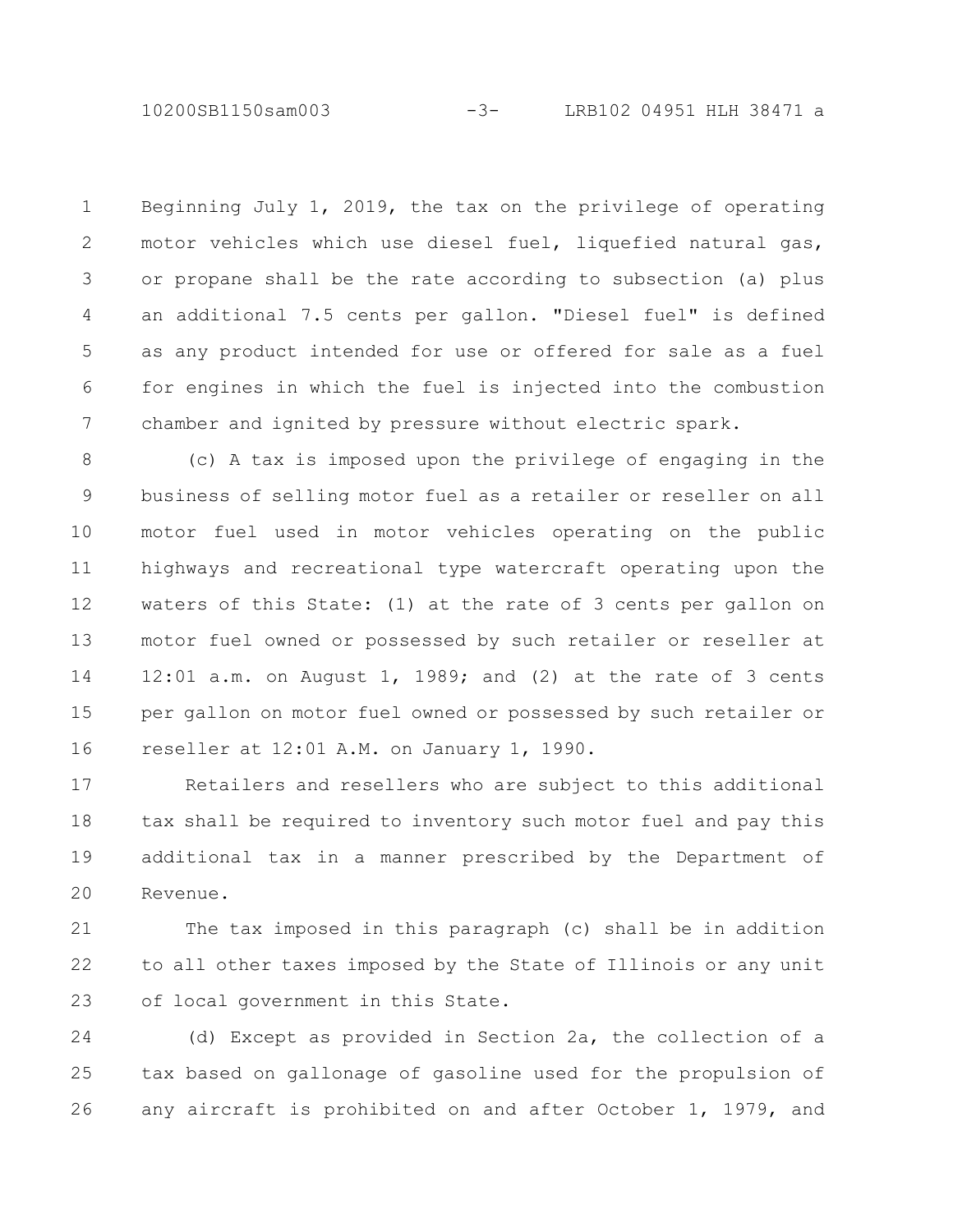Beginning July 1, 2019, the tax on the privilege of operating motor vehicles which use diesel fuel, liquefied natural gas, or propane shall be the rate according to subsection (a) plus an additional 7.5 cents per gallon. "Diesel fuel" is defined as any product intended for use or offered for sale as a fuel for engines in which the fuel is injected into the combustion chamber and ignited by pressure without electric spark.

(c) A tax is imposed upon the privilege of engaging in the business of selling motor fuel as a retailer or reseller on all motor fuel used in motor vehicles operating on the public highways and recreational type watercraft operating upon the waters of this State: (1) at the rate of 3 cents per gallon on motor fuel owned or possessed by such retailer or reseller at 12:01 a.m. on August 1, 1989; and (2) at the rate of 3 cents per gallon on motor fuel owned or possessed by such retailer or reseller at 12:01 A.M. on January 1, 1990.

Retailers and resellers who are subject to this additional tax shall be required to inventory such motor fuel and pay this additional tax in a manner prescribed by the Department of Revenue.

The tax imposed in this paragraph (c) shall be in addition to all other taxes imposed by the State of Illinois or any unit of local government in this State.

(d) Except as provided in Section 2a, the collection of a tax based on gallonage of gasoline used for the propulsion of any aircraft is prohibited on and after October 1, 1979, and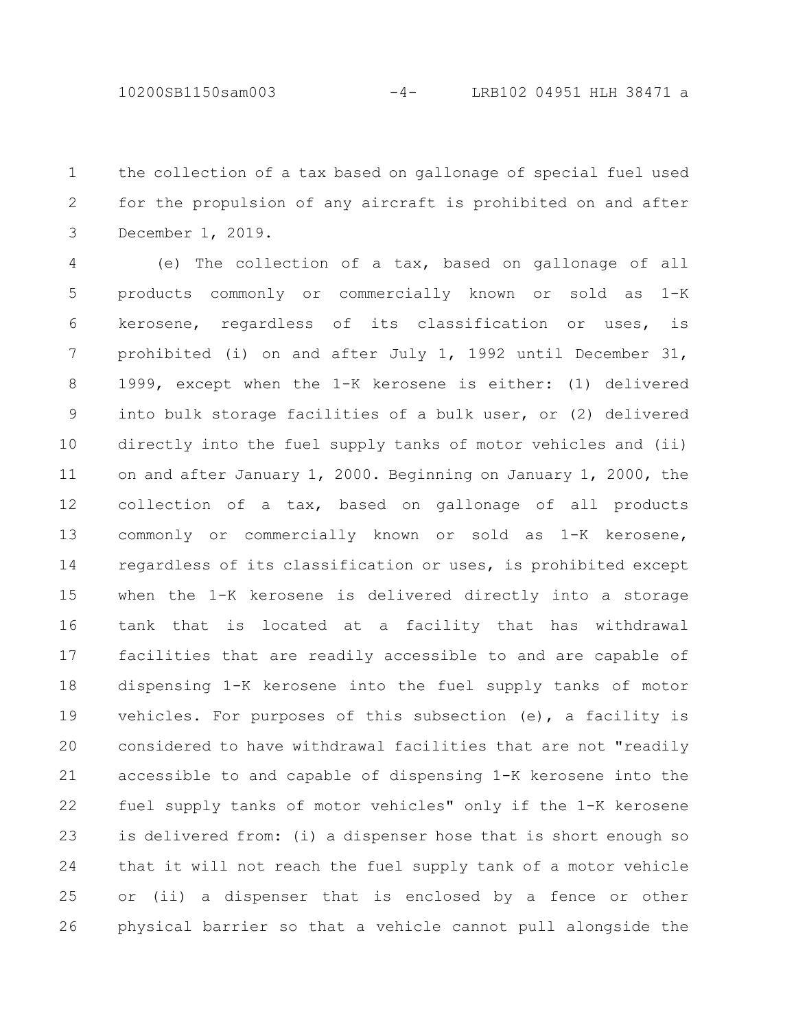the collection of a tax based on gallonage of special fuel used for the propulsion of any aircraft is prohibited on and after December 1, 2019.

(e) The collection of a tax, based on gallonage of all products commonly or commercially known or sold as 1-K kerosene, regardless of its classification or uses, is prohibited (i) on and after July 1, 1992 until December 31, 1999, except when the 1-K kerosene is either: (1) delivered into bulk storage facilities of a bulk user, or (2) delivered directly into the fuel supply tanks of motor vehicles and (ii) on and after January 1, 2000. Beginning on January 1, 2000, the collection of a tax, based on gallonage of all products commonly or commercially known or sold as 1-K kerosene, regardless of its classification or uses, is prohibited except when the 1-K kerosene is delivered directly into a storage tank that is located at a facility that has withdrawal facilities that are readily accessible to and are capable of dispensing 1-K kerosene into the fuel supply tanks of motor vehicles. For purposes of this subsection (e), a facility is considered to have withdrawal facilities that are not "readily accessible to and capable of dispensing 1-K kerosene into the fuel supply tanks of motor vehicles" only if the 1-K kerosene is delivered from: (i) a dispenser hose that is short enough so that it will not reach the fuel supply tank of a motor vehicle or (ii) a dispenser that is enclosed by a fence or other physical barrier so that a vehicle cannot pull alongside the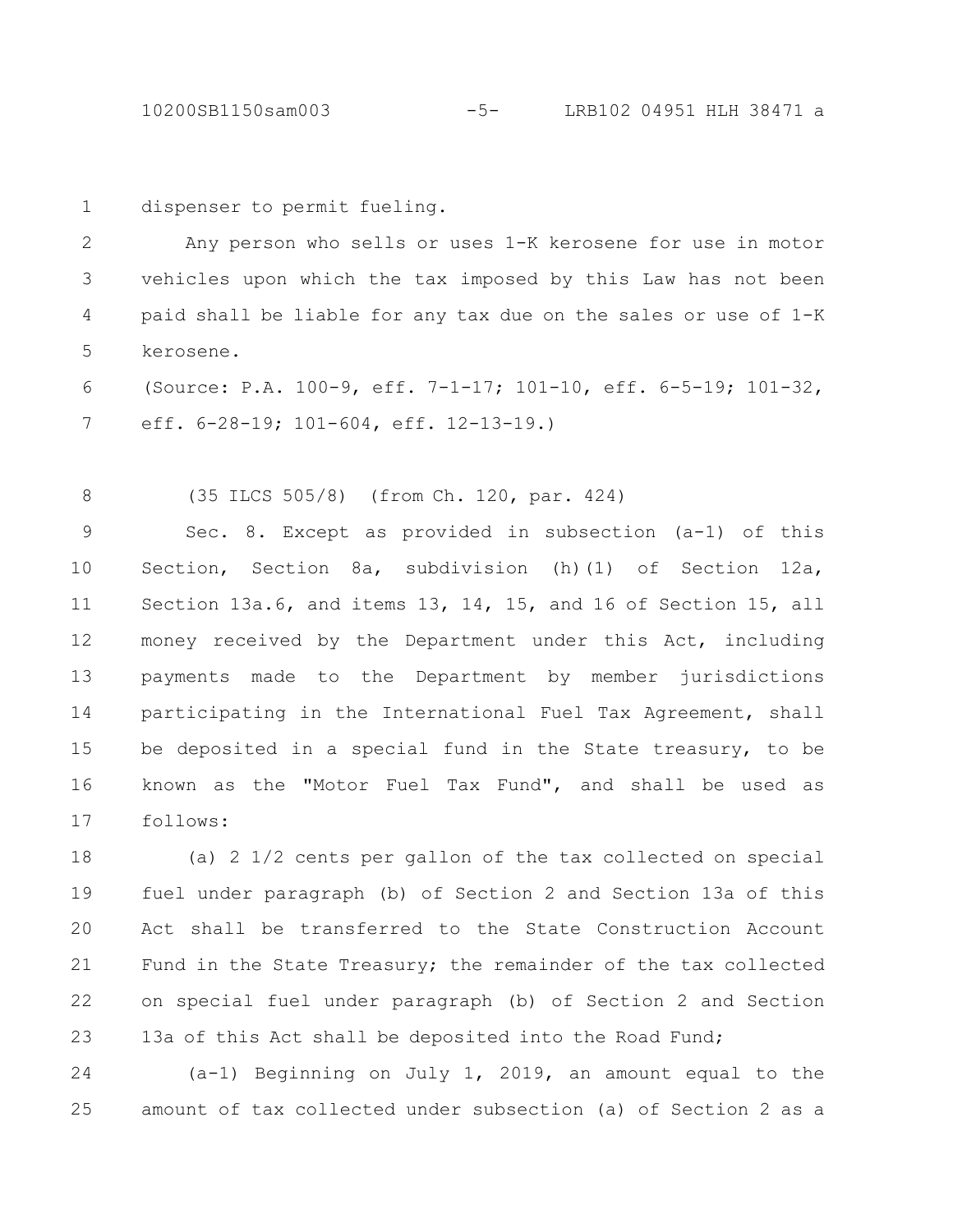dispenser to permit fueling.

Any person who sells or uses 1-K kerosene for use in motor vehicles upon which the tax imposed by this Law has not been paid shall be liable for any tax due on the sales or use of 1-K kerosene.

(Source: P.A. 100-9, eff. 7-1-17; 101-10, eff. 6-5-19; 101-32, eff. 6-28-19; 101-604, eff. 12-13-19.)

(35 ILCS 505/8) (from Ch. 120, par. 424)

Sec. 8. Except as provided in subsection (a-1) of this Section, Section 8a, subdivision (h)(1) of Section 12a, Section 13a.6, and items 13, 14, 15, and 16 of Section 15, all money received by the Department under this Act, including payments made to the Department by member jurisdictions participating in the International Fuel Tax Agreement, shall be deposited in a special fund in the State treasury, to be known as the "Motor Fuel Tax Fund", and shall be used as follows:

(a) 2 1/2 cents per gallon of the tax collected on special fuel under paragraph (b) of Section 2 and Section 13a of this Act shall be transferred to the State Construction Account Fund in the State Treasury; the remainder of the tax collected on special fuel under paragraph (b) of Section 2 and Section 13a of this Act shall be deposited into the Road Fund;

(a-1) Beginning on July 1, 2019, an amount equal to the amount of tax collected under subsection (a) of Section 2 as a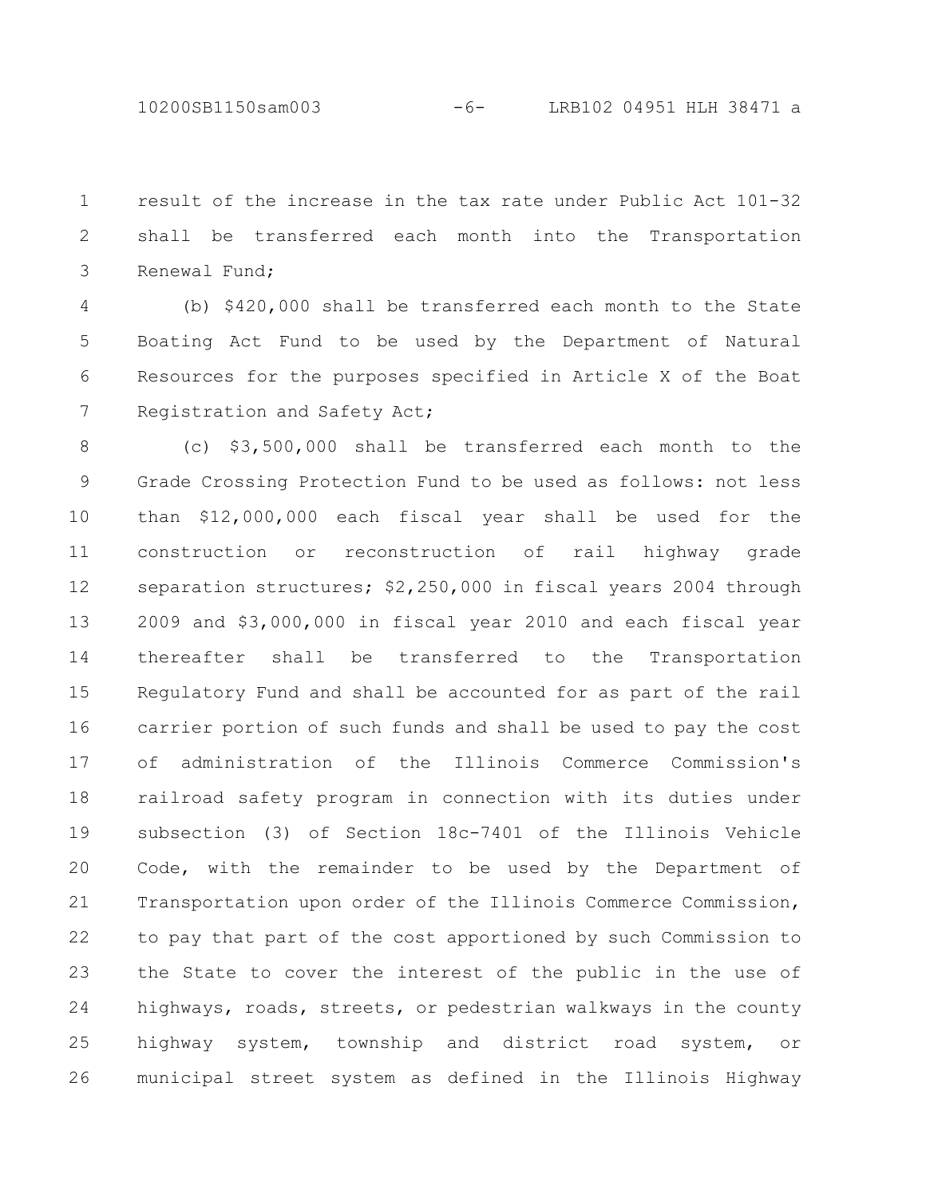result of the increase in the tax rate under Public Act 101-32 shall be transferred each month into the Transportation Renewal Fund;

(b) $420,000 shall be transferred each month to the State Boating Act Fund to be used by the Department of Natural Resources for the purposes specified in Article X of the Boat Registration and Safety Act;

(c) $3,500,000 shall be transferred each month to the Grade Crossing Protection Fund to be used as follows: not less than $12,000,000 each fiscal year shall be used for the construction or reconstruction of rail highway grade separation structures; $2,250,000 in fiscal years 2004 through 2009 and $3,000,000 in fiscal year 2010 and each fiscal year thereafter shall be transferred to the Transportation Regulatory Fund and shall be accounted for as part of the rail carrier portion of such funds and shall be used to pay the cost of administration of the Illinois Commerce Commission's railroad safety program in connection with its duties under subsection (3) of Section 18c-7401 of the Illinois Vehicle Code, with the remainder to be used by the Department of Transportation upon order of the Illinois Commerce Commission, to pay that part of the cost apportioned by such Commission to the State to cover the interest of the public in the use of highways, roads, streets, or pedestrian walkways in the county highway system, township and district road system, or municipal street system as defined in the Illinois Highway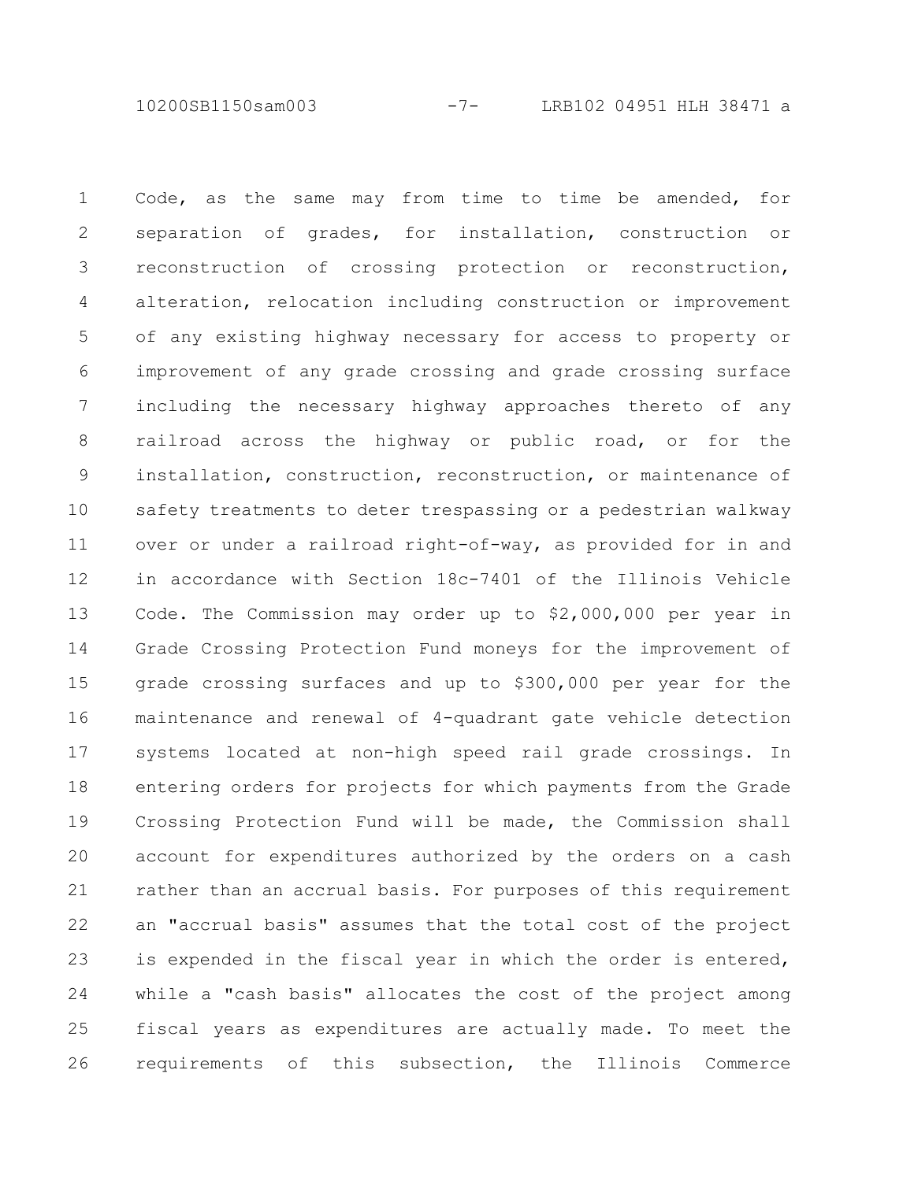Code, as the same may from time to time be amended, for separation of grades, for installation, construction or reconstruction of crossing protection or reconstruction, alteration, relocation including construction or improvement of any existing highway necessary for access to property or improvement of any grade crossing and grade crossing surface including the necessary highway approaches thereto of any railroad across the highway or public road, or for the installation, construction, reconstruction, or maintenance of safety treatments to deter trespassing or a pedestrian walkway over or under a railroad right-of-way, as provided for in and in accordance with Section 18c-7401 of the Illinois Vehicle Code. The Commission may order up to $2,000,000 per year in Grade Crossing Protection Fund moneys for the improvement of grade crossing surfaces and up to $300,000 per year for the maintenance and renewal of 4-quadrant gate vehicle detection systems located at non-high speed rail grade crossings. In entering orders for projects for which payments from the Grade Crossing Protection Fund will be made, the Commission shall account for expenditures authorized by the orders on a cash rather than an accrual basis. For purposes of this requirement an "accrual basis" assumes that the total cost of the project is expended in the fiscal year in which the order is entered, while a "cash basis" allocates the cost of the project among fiscal years as expenditures are actually made. To meet the requirements of this subsection, the Illinois Commerce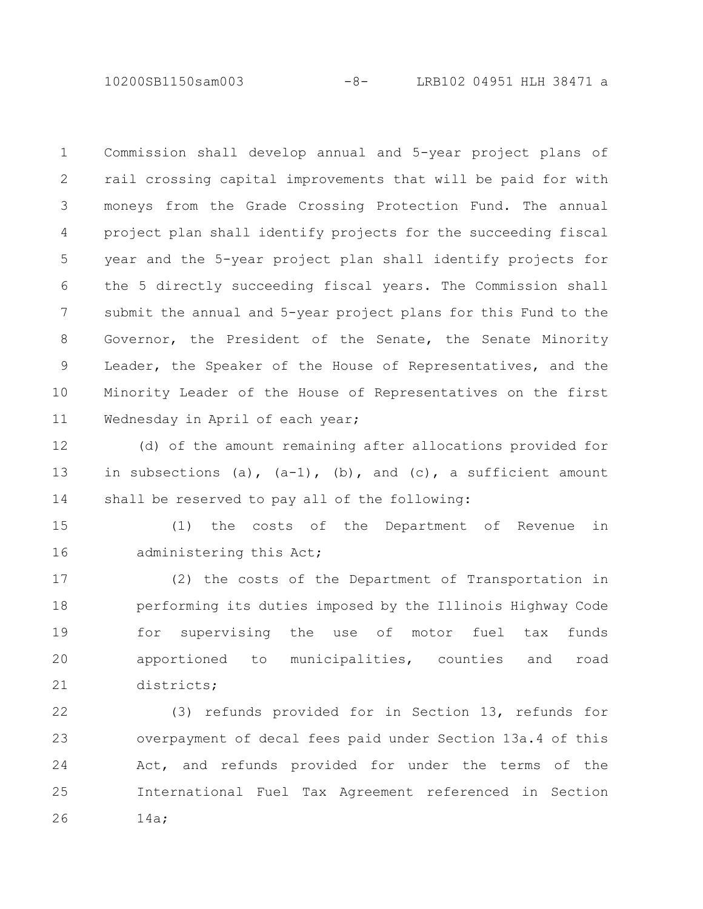Commission shall develop annual and 5-year project plans of rail crossing capital improvements that will be paid for with moneys from the Grade Crossing Protection Fund. The annual project plan shall identify projects for the succeeding fiscal year and the 5-year project plan shall identify projects for the 5 directly succeeding fiscal years. The Commission shall submit the annual and 5-year project plans for this Fund to the Governor, the President of the Senate, the Senate Minority Leader, the Speaker of the House of Representatives, and the Minority Leader of the House of Representatives on the first Wednesday in April of each year;

(d) of the amount remaining after allocations provided for in subsections (a), (a-1), (b), and (c), a sufficient amount shall be reserved to pay all of the following:

(1) the costs of the Department of Revenue in administering this Act;

(2) the costs of the Department of Transportation in performing its duties imposed by the Illinois Highway Code for supervising the use of motor fuel tax funds apportioned to municipalities, counties and road districts;

(3) refunds provided for in Section 13, refunds for overpayment of decal fees paid under Section 13a.4 of this Act, and refunds provided for under the terms of the International Fuel Tax Agreement referenced in Section 14a;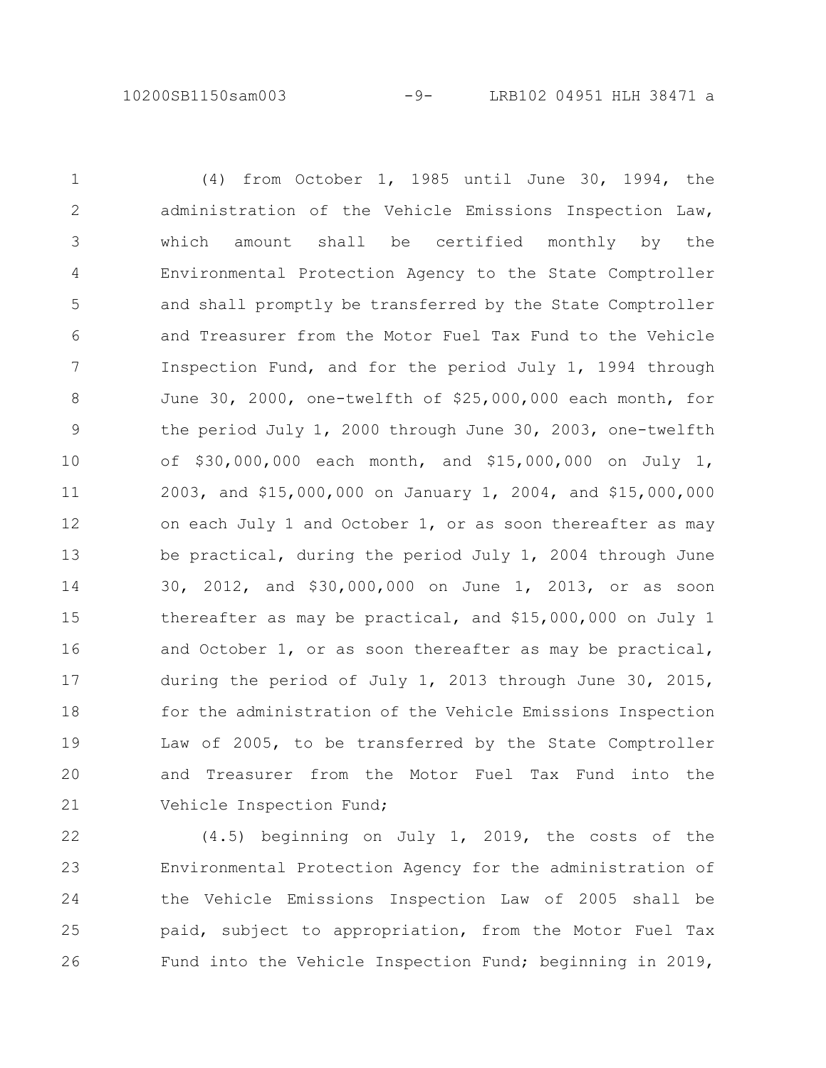(4) from October 1, 1985 until June 30, 1994, the administration of the Vehicle Emissions Inspection Law, which amount shall be certified monthly by the Environmental Protection Agency to the State Comptroller and shall promptly be transferred by the State Comptroller and Treasurer from the Motor Fuel Tax Fund to the Vehicle Inspection Fund, and for the period July 1, 1994 through June 30, 2000, one-twelfth of $25,000,000 each month, for the period July 1, 2000 through June 30, 2003, one-twelfth of $30,000,000 each month, and $15,000,000 on July 1, 2003, and $15,000,000 on January 1, 2004, and $15,000,000 on each July 1 and October 1, or as soon thereafter as may be practical, during the period July 1, 2004 through June 30, 2012, and $30,000,000 on June 1, 2013, or as soon thereafter as may be practical, and $15,000,000 on July 1 and October 1, or as soon thereafter as may be practical, during the period of July 1, 2013 through June 30, 2015, for the administration of the Vehicle Emissions Inspection Law of 2005, to be transferred by the State Comptroller and Treasurer from the Motor Fuel Tax Fund into the Vehicle Inspection Fund;

(4.5) beginning on July 1, 2019, the costs of the Environmental Protection Agency for the administration of the Vehicle Emissions Inspection Law of 2005 shall be paid, subject to appropriation, from the Motor Fuel Tax Fund into the Vehicle Inspection Fund; beginning in 2019,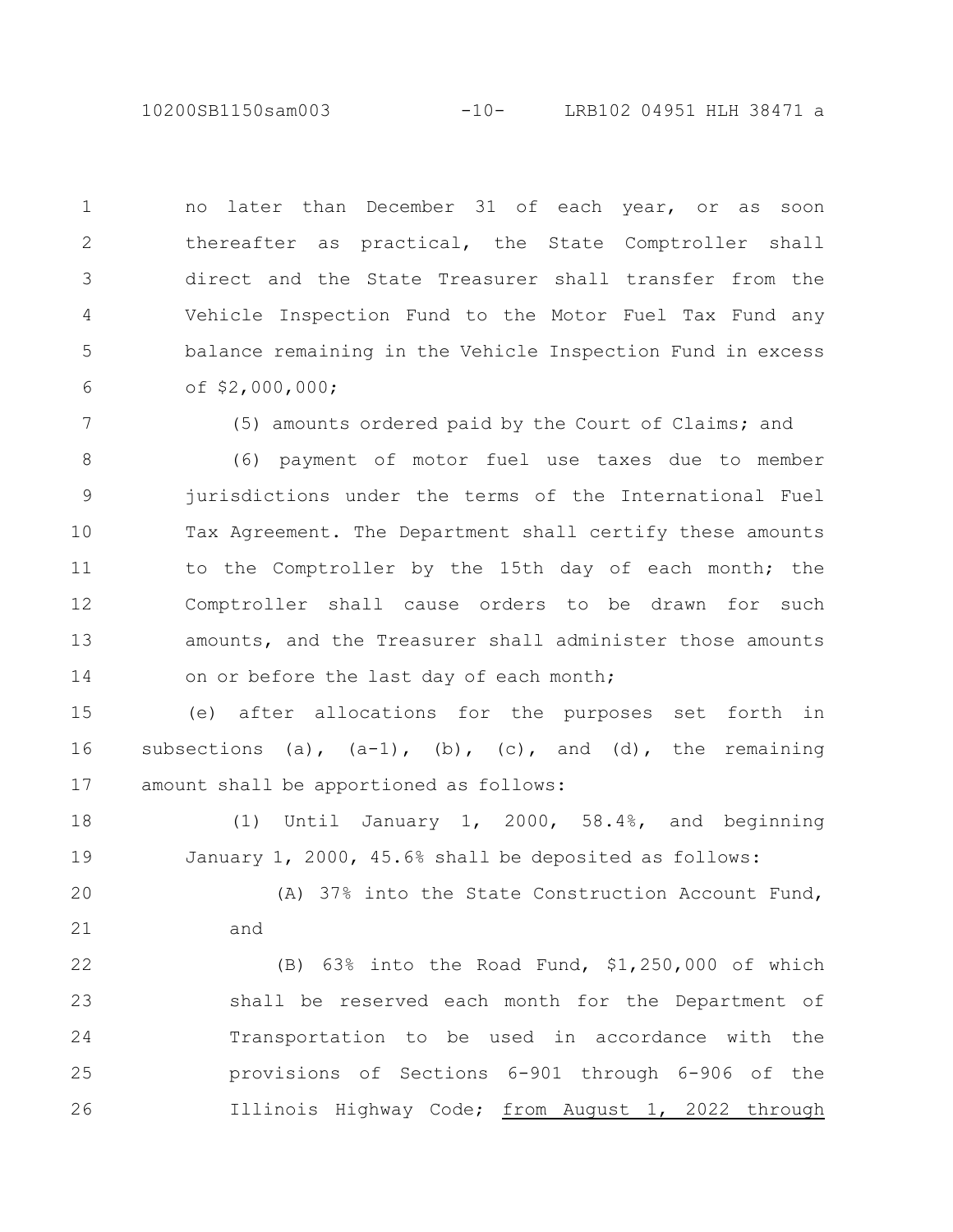no later than December 31 of each year, or as soon thereafter as practical, the State Comptroller shall direct and the State Treasurer shall transfer from the Vehicle Inspection Fund to the Motor Fuel Tax Fund any balance remaining in the Vehicle Inspection Fund in excess of $2,000,000;

(5) amounts ordered paid by the Court of Claims; and

(6) payment of motor fuel use taxes due to member jurisdictions under the terms of the International Fuel Tax Agreement. The Department shall certify these amounts to the Comptroller by the 15th day of each month; the Comptroller shall cause orders to be drawn for such amounts, and the Treasurer shall administer those amounts on or before the last day of each month;

(e) after allocations for the purposes set forth in subsections (a), (a-1), (b), (c), and (d), the remaining amount shall be apportioned as follows:

(1) Until January 1, 2000, 58.4%, and beginning January 1, 2000, 45.6% shall be deposited as follows:

(A) 37% into the State Construction Account Fund, and

(B) 63% into the Road Fund, $1,250,000 of which shall be reserved each month for the Department of Transportation to be used in accordance with the provisions of Sections 6-901 through 6-906 of the Illinois Highway Code; from August 1, 2022 through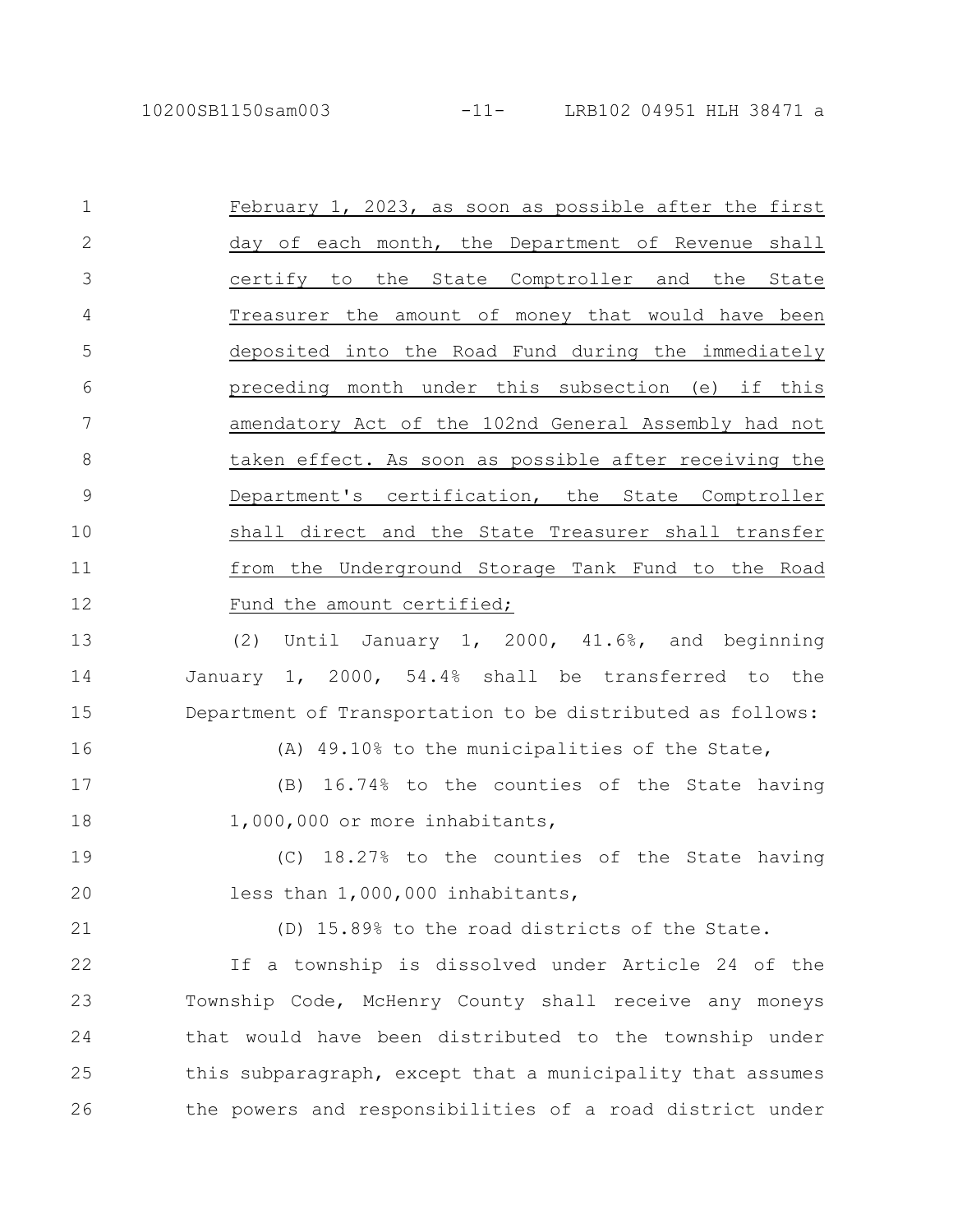February 1, 2023, as soon as possible after the first day of each month, the Department of Revenue shall certify to the State Comptroller and the State Treasurer the amount of money that would have been deposited into the Road Fund during the immediately preceding month under this subsection (e) if this amendatory Act of the 102nd General Assembly had not taken effect. As soon as possible after receiving the Department's certification, the State Comptroller shall direct and the State Treasurer shall transfer from the Underground Storage Tank Fund to the Road Fund the amount certified;

(2) Until January 1, 2000, 41.6%, and beginning January 1, 2000, 54.4% shall be transferred to the Department of Transportation to be distributed as follows:

(A) 49.10% to the municipalities of the State,

(B) 16.74% to the counties of the State having 1,000,000 or more inhabitants,

(C) 18.27% to the counties of the State having less than 1,000,000 inhabitants,

(D) 15.89% to the road districts of the State.

If a township is dissolved under Article 24 of the Township Code, McHenry County shall receive any moneys that would have been distributed to the township under this subparagraph, except that a municipality that assumes the powers and responsibilities of a road district under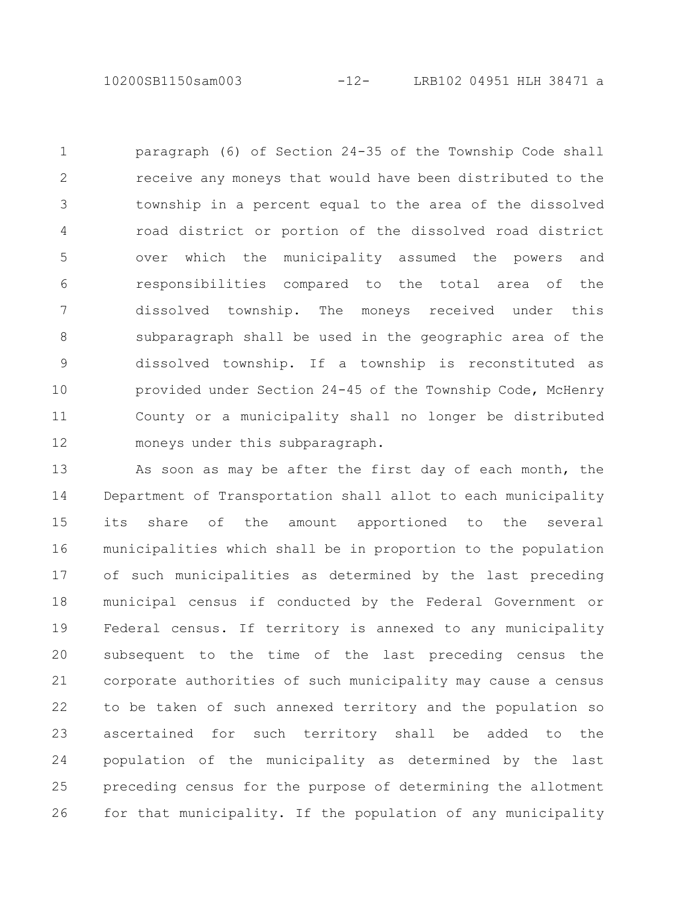paragraph (6) of Section 24-35 of the Township Code shall receive any moneys that would have been distributed to the township in a percent equal to the area of the dissolved road district or portion of the dissolved road district over which the municipality assumed the powers and responsibilities compared to the total area of the dissolved township. The moneys received under this subparagraph shall be used in the geographic area of the dissolved township. If a township is reconstituted as provided under Section 24-45 of the Township Code, McHenry County or a municipality shall no longer be distributed moneys under this subparagraph.

As soon as may be after the first day of each month, the Department of Transportation shall allot to each municipality its share of the amount apportioned to the several municipalities which shall be in proportion to the population of such municipalities as determined by the last preceding municipal census if conducted by the Federal Government or Federal census. If territory is annexed to any municipality subsequent to the time of the last preceding census the corporate authorities of such municipality may cause a census to be taken of such annexed territory and the population so ascertained for such territory shall be added to the population of the municipality as determined by the last preceding census for the purpose of determining the allotment for that municipality. If the population of any municipality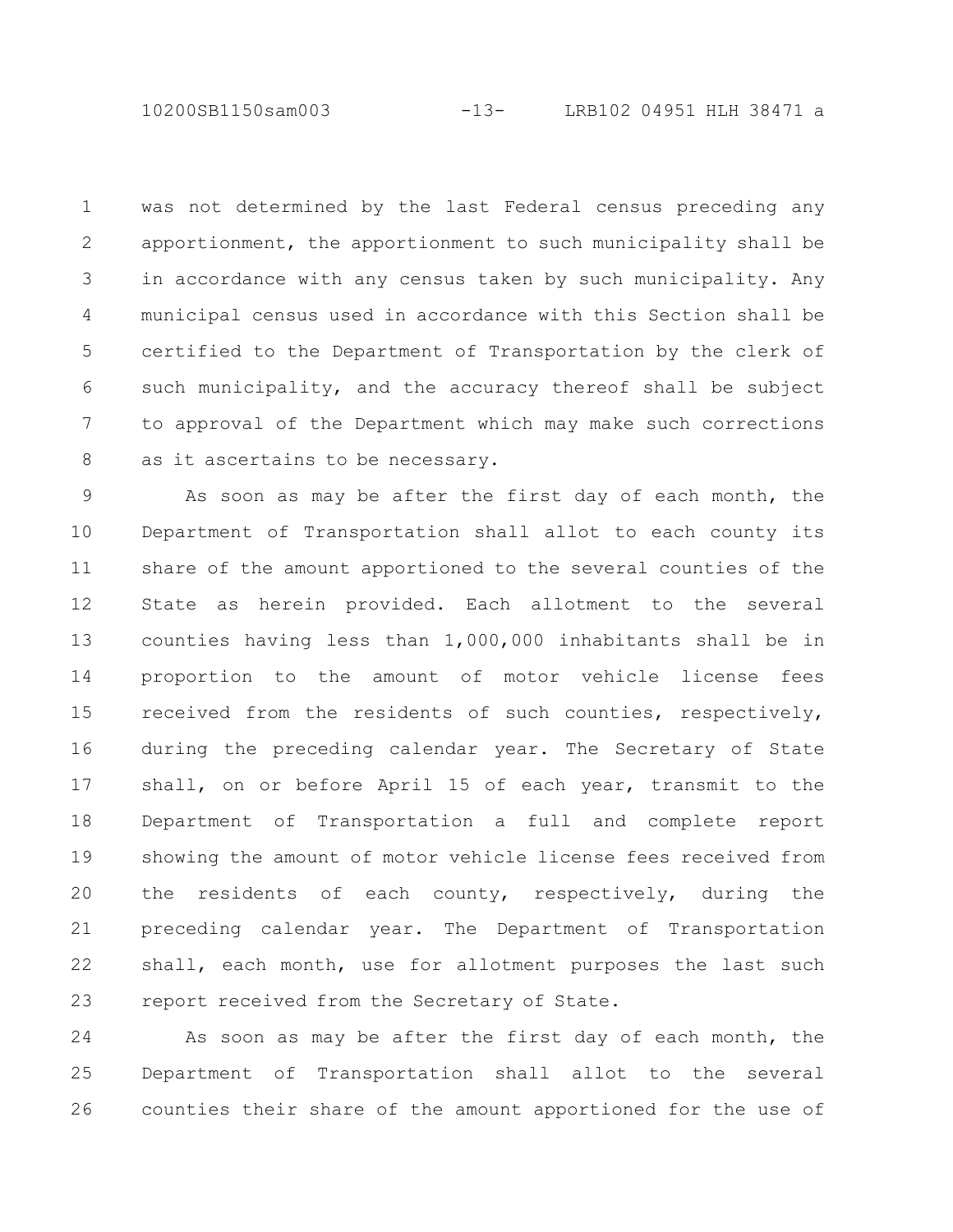was not determined by the last Federal census preceding any apportionment, the apportionment to such municipality shall be in accordance with any census taken by such municipality. Any municipal census used in accordance with this Section shall be certified to the Department of Transportation by the clerk of such municipality, and the accuracy thereof shall be subject to approval of the Department which may make such corrections as it ascertains to be necessary.

As soon as may be after the first day of each month, the Department of Transportation shall allot to each county its share of the amount apportioned to the several counties of the State as herein provided. Each allotment to the several counties having less than 1,000,000 inhabitants shall be in proportion to the amount of motor vehicle license fees received from the residents of such counties, respectively, during the preceding calendar year. The Secretary of State shall, on or before April 15 of each year, transmit to the Department of Transportation a full and complete report showing the amount of motor vehicle license fees received from the residents of each county, respectively, during the preceding calendar year. The Department of Transportation shall, each month, use for allotment purposes the last such report received from the Secretary of State.

As soon as may be after the first day of each month, the Department of Transportation shall allot to the several counties their share of the amount apportioned for the use of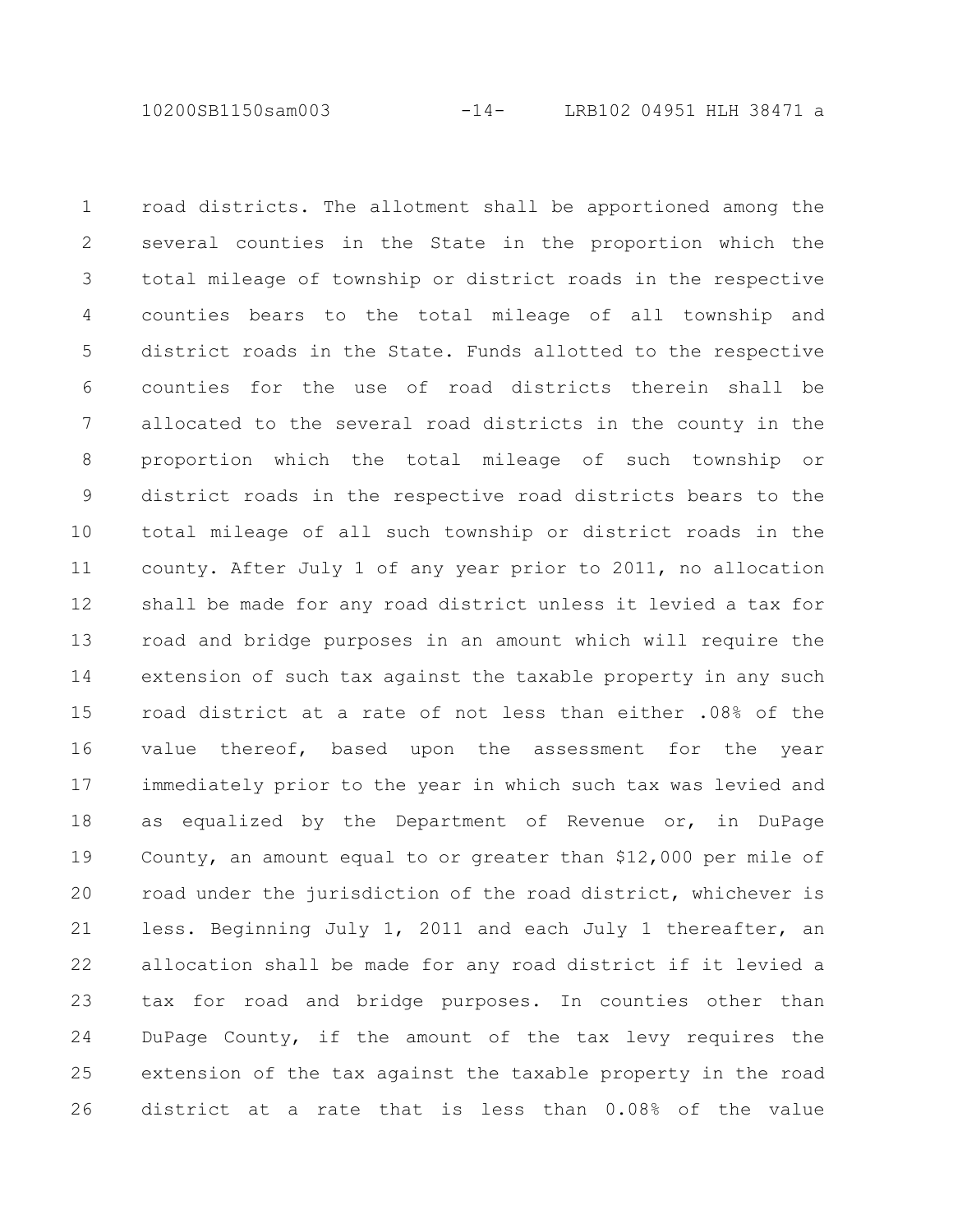road districts. The allotment shall be apportioned among the several counties in the State in the proportion which the total mileage of township or district roads in the respective counties bears to the total mileage of all township and district roads in the State. Funds allotted to the respective counties for the use of road districts therein shall be allocated to the several road districts in the county in the proportion which the total mileage of such township or district roads in the respective road districts bears to the total mileage of all such township or district roads in the county. After July 1 of any year prior to 2011, no allocation shall be made for any road district unless it levied a tax for road and bridge purposes in an amount which will require the extension of such tax against the taxable property in any such road district at a rate of not less than either .08% of the value thereof, based upon the assessment for the year immediately prior to the year in which such tax was levied and as equalized by the Department of Revenue or, in DuPage County, an amount equal to or greater than $12,000 per mile of road under the jurisdiction of the road district, whichever is less. Beginning July 1, 2011 and each July 1 thereafter, an allocation shall be made for any road district if it levied a tax for road and bridge purposes. In counties other than DuPage County, if the amount of the tax levy requires the extension of the tax against the taxable property in the road district at a rate that is less than 0.08% of the value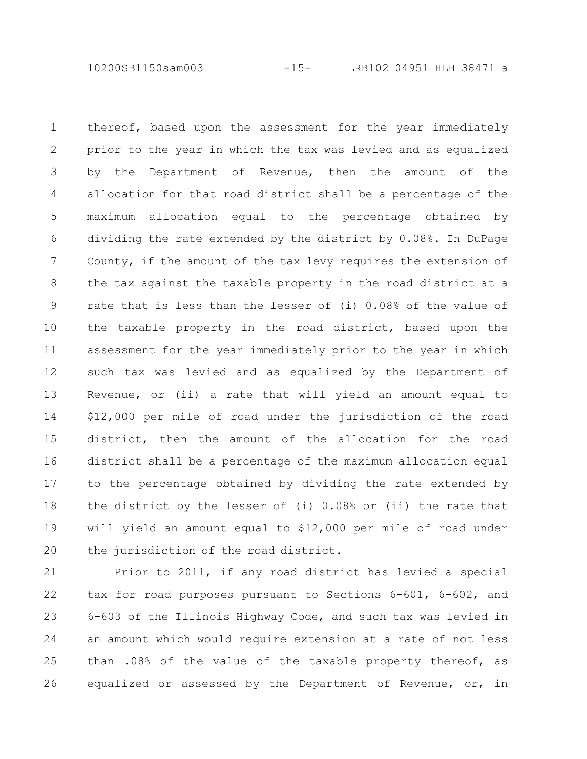thereof, based upon the assessment for the year immediately prior to the year in which the tax was levied and as equalized by the Department of Revenue, then the amount of the allocation for that road district shall be a percentage of the maximum allocation equal to the percentage obtained by dividing the rate extended by the district by 0.08%. In DuPage County, if the amount of the tax levy requires the extension of the tax against the taxable property in the road district at a rate that is less than the lesser of (i) 0.08% of the value of the taxable property in the road district, based upon the assessment for the year immediately prior to the year in which such tax was levied and as equalized by the Department of Revenue, or (ii) a rate that will yield an amount equal to $12,000 per mile of road under the jurisdiction of the road district, then the amount of the allocation for the road district shall be a percentage of the maximum allocation equal to the percentage obtained by dividing the rate extended by the district by the lesser of (i) 0.08% or (ii) the rate that will yield an amount equal to $12,000 per mile of road under the jurisdiction of the road district.

Prior to 2011, if any road district has levied a special tax for road purposes pursuant to Sections 6-601, 6-602, and 6-603 of the Illinois Highway Code, and such tax was levied in an amount which would require extension at a rate of not less than .08% of the value of the taxable property thereof, as equalized or assessed by the Department of Revenue, or, in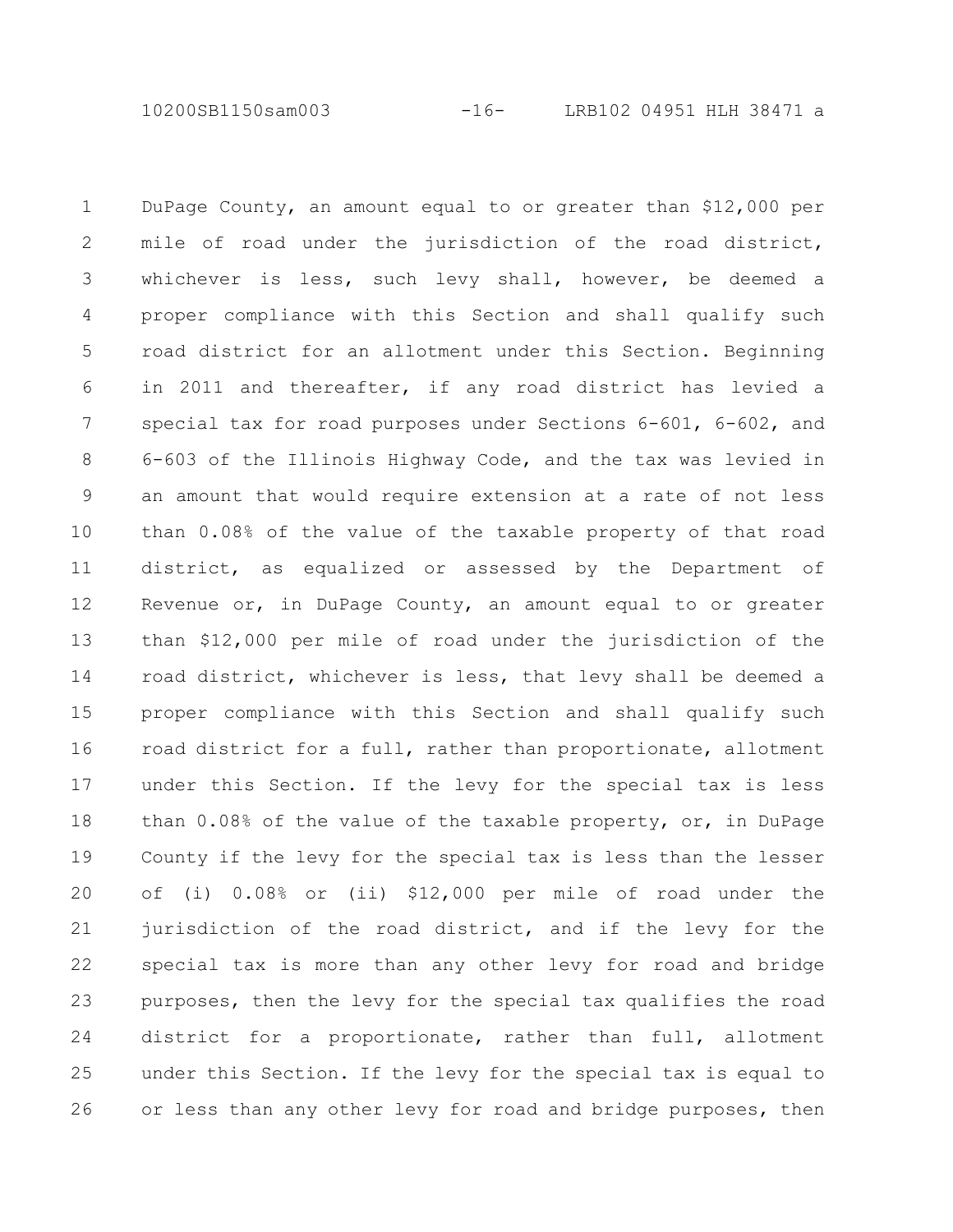DuPage County, an amount equal to or greater than $12,000 per mile of road under the jurisdiction of the road district, whichever is less, such levy shall, however, be deemed a proper compliance with this Section and shall qualify such road district for an allotment under this Section. Beginning in 2011 and thereafter, if any road district has levied a special tax for road purposes under Sections 6-601, 6-602, and 6-603 of the Illinois Highway Code, and the tax was levied in an amount that would require extension at a rate of not less than 0.08% of the value of the taxable property of that road district, as equalized or assessed by the Department of Revenue or, in DuPage County, an amount equal to or greater than $12,000 per mile of road under the jurisdiction of the road district, whichever is less, that levy shall be deemed a proper compliance with this Section and shall qualify such road district for a full, rather than proportionate, allotment under this Section. If the levy for the special tax is less than 0.08% of the value of the taxable property, or, in DuPage County if the levy for the special tax is less than the lesser of (i) 0.08% or (ii) $12,000 per mile of road under the jurisdiction of the road district, and if the levy for the special tax is more than any other levy for road and bridge purposes, then the levy for the special tax qualifies the road district for a proportionate, rather than full, allotment under this Section. If the levy for the special tax is equal to or less than any other levy for road and bridge purposes, then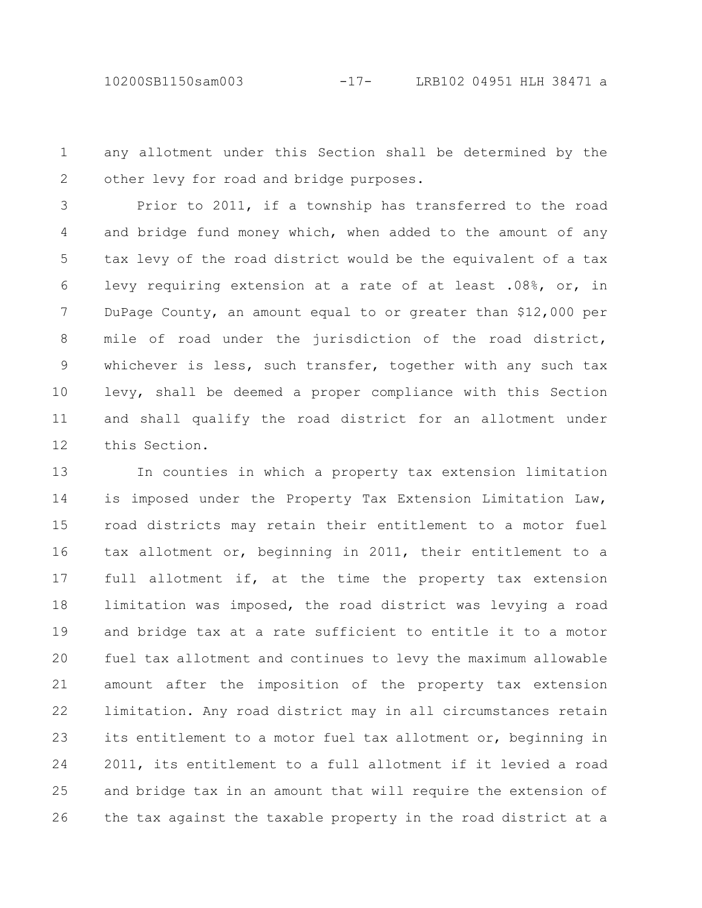any allotment under this Section shall be determined by the other levy for road and bridge purposes.

Prior to 2011, if a township has transferred to the road and bridge fund money which, when added to the amount of any tax levy of the road district would be the equivalent of a tax levy requiring extension at a rate of at least .08%, or, in DuPage County, an amount equal to or greater than $12,000 per mile of road under the jurisdiction of the road district, whichever is less, such transfer, together with any such tax levy, shall be deemed a proper compliance with this Section and shall qualify the road district for an allotment under this Section.

In counties in which a property tax extension limitation is imposed under the Property Tax Extension Limitation Law, road districts may retain their entitlement to a motor fuel tax allotment or, beginning in 2011, their entitlement to a full allotment if, at the time the property tax extension limitation was imposed, the road district was levying a road and bridge tax at a rate sufficient to entitle it to a motor fuel tax allotment and continues to levy the maximum allowable amount after the imposition of the property tax extension limitation. Any road district may in all circumstances retain its entitlement to a motor fuel tax allotment or, beginning in 2011, its entitlement to a full allotment if it levied a road and bridge tax in an amount that will require the extension of the tax against the taxable property in the road district at a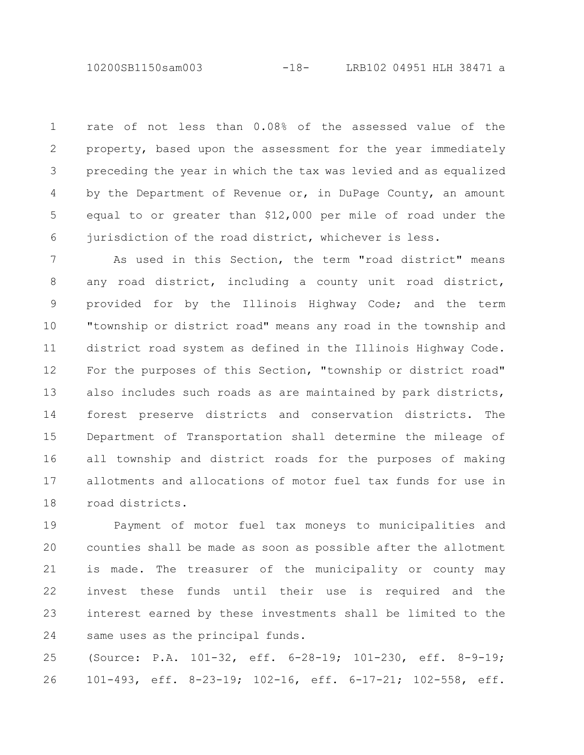rate of not less than 0.08% of the assessed value of the property, based upon the assessment for the year immediately preceding the year in which the tax was levied and as equalized by the Department of Revenue or, in DuPage County, an amount equal to or greater than $12,000 per mile of road under the jurisdiction of the road district, whichever is less.

As used in this Section, the term "road district" means any road district, including a county unit road district, provided for by the Illinois Highway Code; and the term "township or district road" means any road in the township and district road system as defined in the Illinois Highway Code. For the purposes of this Section, "township or district road" also includes such roads as are maintained by park districts, forest preserve districts and conservation districts. The Department of Transportation shall determine the mileage of all township and district roads for the purposes of making allotments and allocations of motor fuel tax funds for use in road districts.

Payment of motor fuel tax moneys to municipalities and counties shall be made as soon as possible after the allotment is made. The treasurer of the municipality or county may invest these funds until their use is required and the interest earned by these investments shall be limited to the same uses as the principal funds.

(Source: P.A. 101-32, eff. 6-28-19; 101-230, eff. 8-9-19; 101-493, eff. 8-23-19; 102-16, eff. 6-17-21; 102-558, eff.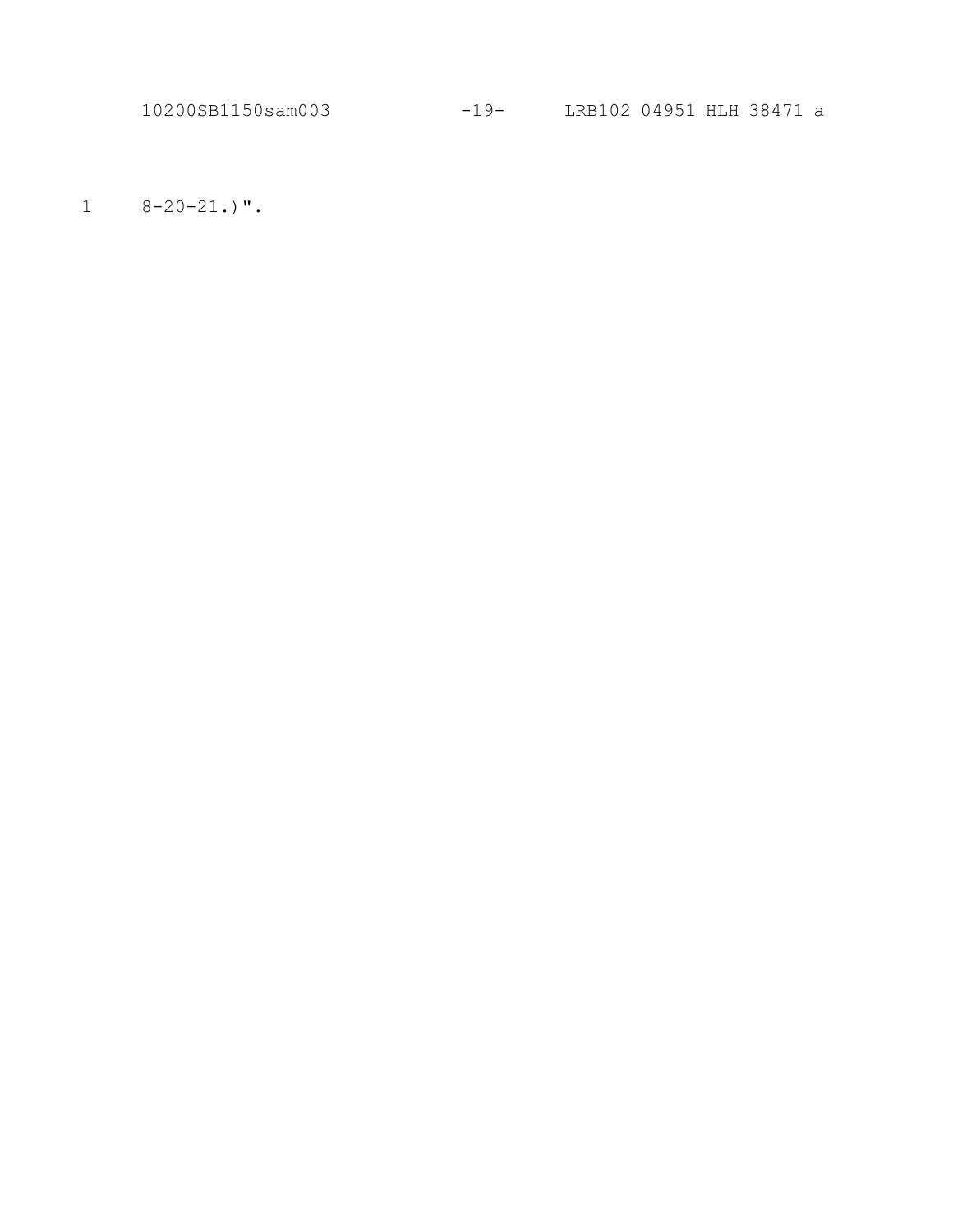8-20-21.)".